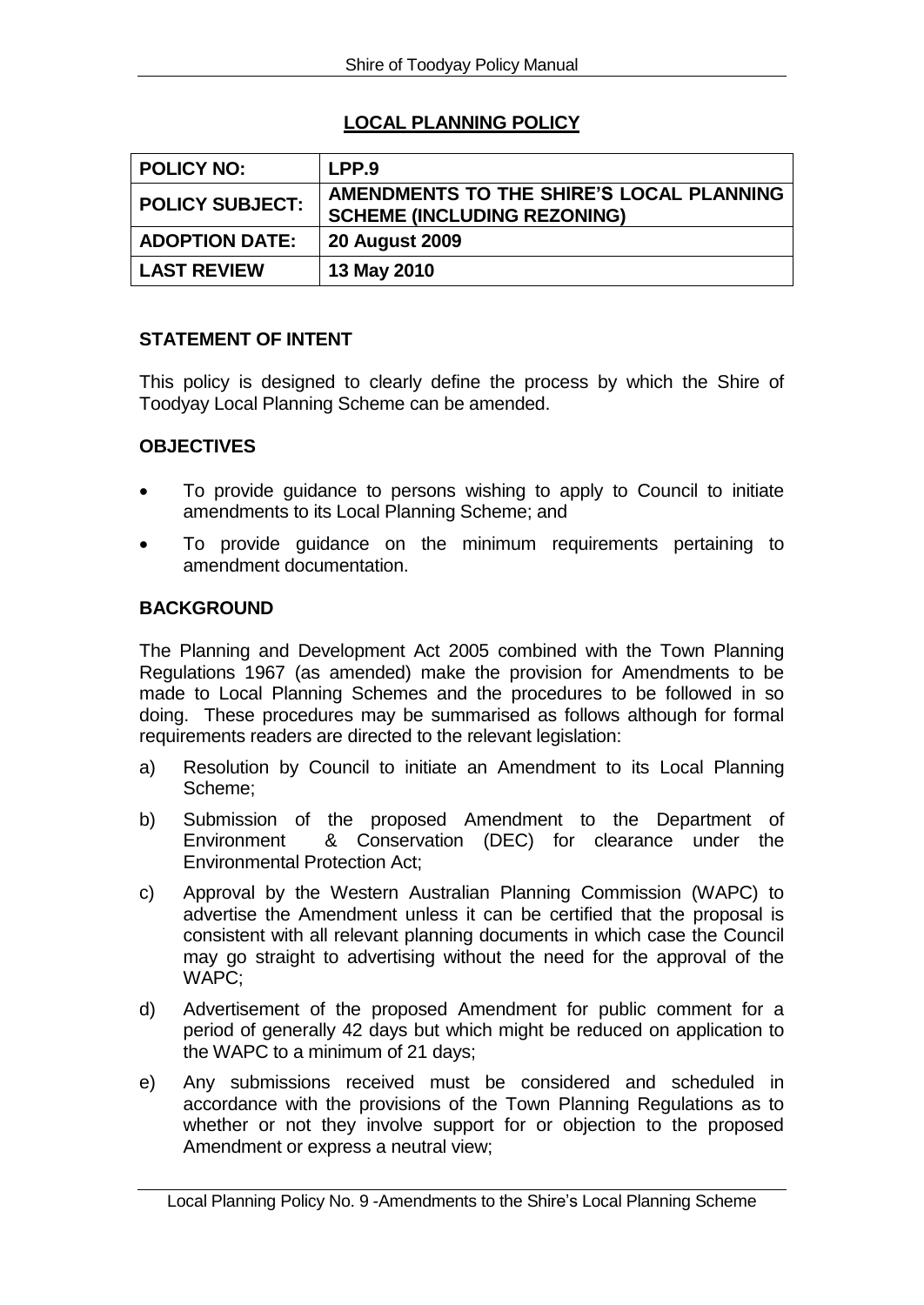## LOCAL PLANNING POLICY

| | |
|---|---|
| **POLICY NO:** | **LPP.9** |
| **POLICY SUBJECT:** | **AMENDMENTS TO THE SHIRE'S LOCAL PLANNING SCHEME (INCLUDING REZONING)** |
| **ADOPTION DATE:** | **20 August 2009** |
| **LAST REVIEW** | **13 May 2010** |

### STATEMENT OF INTENT

This policy is designed to clearly define the process by which the Shire of Toodyay Local Planning Scheme can be amended.

### OBJECTIVES

- To provide guidance to persons wishing to apply to Council to initiate amendments to its Local Planning Scheme; and
- To provide guidance on the minimum requirements pertaining to amendment documentation.

### BACKGROUND

The Planning and Development Act 2005 combined with the Town Planning Regulations 1967 (as amended) make the provision for Amendments to be made to Local Planning Schemes and the procedures to be followed in so doing. These procedures may be summarised as follows although for formal requirements readers are directed to the relevant legislation:

a) Resolution by Council to initiate an Amendment to its Local Planning Scheme;

b) Submission of the proposed Amendment to the Department of Environment & Conservation (DEC) for clearance under the Environmental Protection Act;

c) Approval by the Western Australian Planning Commission (WAPC) to advertise the Amendment unless it can be certified that the proposal is consistent with all relevant planning documents in which case the Council may go straight to advertising without the need for the approval of the WAPC;

d) Advertisement of the proposed Amendment for public comment for a period of generally 42 days but which might be reduced on application to the WAPC to a minimum of 21 days;

e) Any submissions received must be considered and scheduled in accordance with the provisions of the Town Planning Regulations as to whether or not they involve support for or objection to the proposed Amendment or express a neutral view;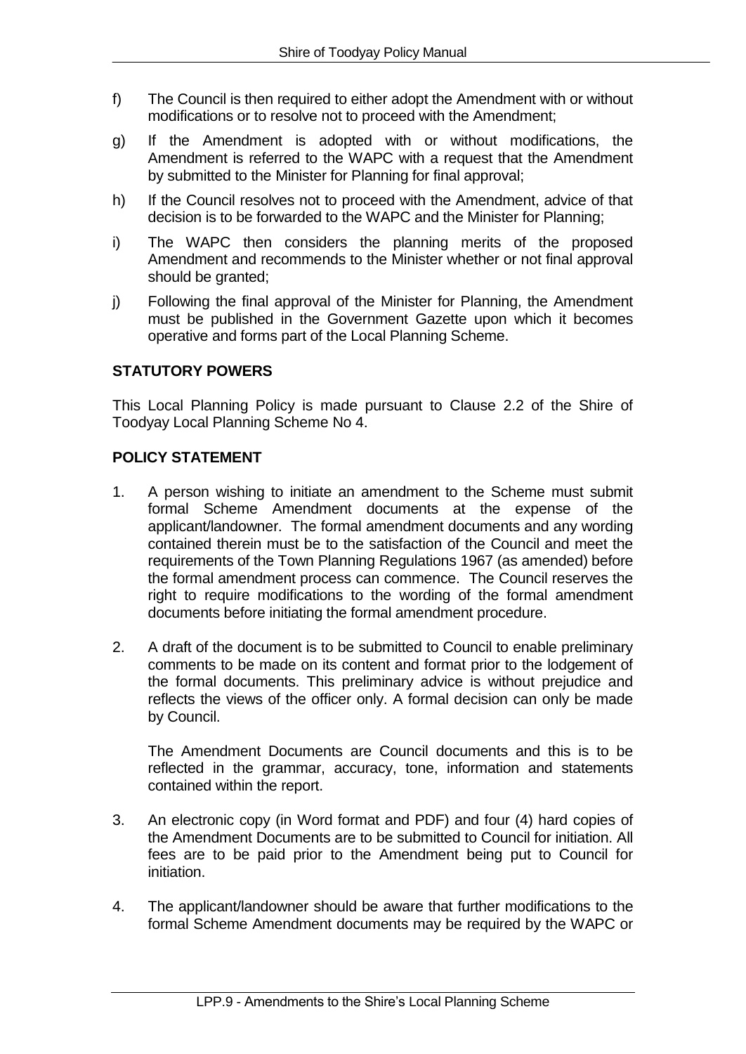f) The Council is then required to either adopt the Amendment with or without modifications or to resolve not to proceed with the Amendment;

g) If the Amendment is adopted with or without modifications, the Amendment is referred to the WAPC with a request that the Amendment by submitted to the Minister for Planning for final approval;

h) If the Council resolves not to proceed with the Amendment, advice of that decision is to be forwarded to the WAPC and the Minister for Planning;

i) The WAPC then considers the planning merits of the proposed Amendment and recommends to the Minister whether or not final approval should be granted;

j) Following the final approval of the Minister for Planning, the Amendment must be published in the Government Gazette upon which it becomes operative and forms part of the Local Planning Scheme.

**STATUTORY POWERS**

This Local Planning Policy is made pursuant to Clause 2.2 of the Shire of Toodyay Local Planning Scheme No 4.

**POLICY STATEMENT**

1. A person wishing to initiate an amendment to the Scheme must submit formal Scheme Amendment documents at the expense of the applicant/landowner. The formal amendment documents and any wording contained therein must be to the satisfaction of the Council and meet the requirements of the Town Planning Regulations 1967 (as amended) before the formal amendment process can commence. The Council reserves the right to require modifications to the wording of the formal amendment documents before initiating the formal amendment procedure.

2. A draft of the document is to be submitted to Council to enable preliminary comments to be made on its content and format prior to the lodgement of the formal documents. This preliminary advice is without prejudice and reflects the views of the officer only. A formal decision can only be made by Council.

   The Amendment Documents are Council documents and this is to be reflected in the grammar, accuracy, tone, information and statements contained within the report.

3. An electronic copy (in Word format and PDF) and four (4) hard copies of the Amendment Documents are to be submitted to Council for initiation. All fees are to be paid prior to the Amendment being put to Council for initiation.

4. The applicant/landowner should be aware that further modifications to the formal Scheme Amendment documents may be required by the WAPC or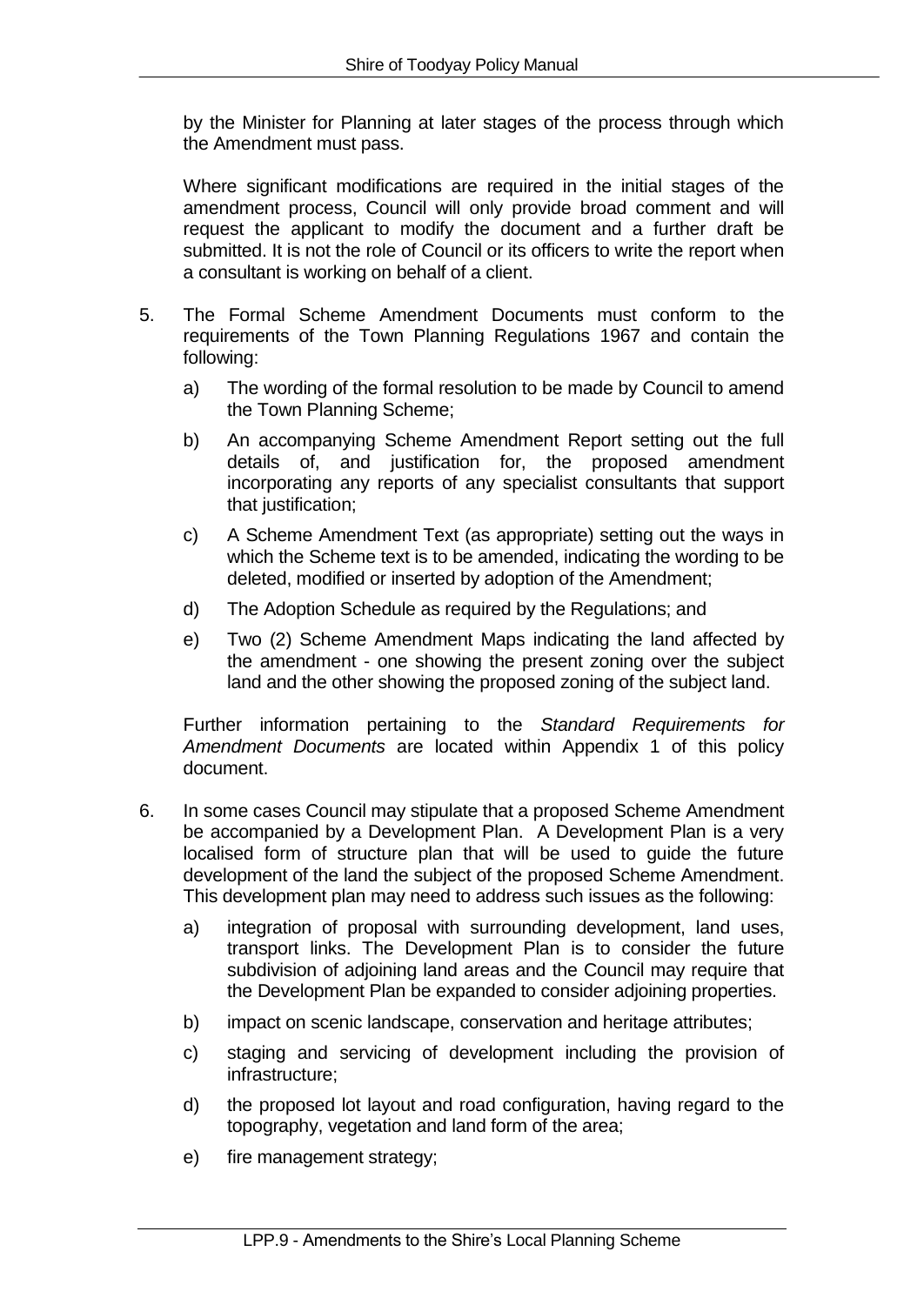by the Minister for Planning at later stages of the process through which the Amendment must pass.

Where significant modifications are required in the initial stages of the amendment process, Council will only provide broad comment and will request the applicant to modify the document and a further draft be submitted. It is not the role of Council or its officers to write the report when a consultant is working on behalf of a client.

5. The Formal Scheme Amendment Documents must conform to the requirements of the Town Planning Regulations 1967 and contain the following:

   a) The wording of the formal resolution to be made by Council to amend the Town Planning Scheme;

   b) An accompanying Scheme Amendment Report setting out the full details of, and justification for, the proposed amendment incorporating any reports of any specialist consultants that support that justification;

   c) A Scheme Amendment Text (as appropriate) setting out the ways in which the Scheme text is to be amended, indicating the wording to be deleted, modified or inserted by adoption of the Amendment;

   d) The Adoption Schedule as required by the Regulations; and

   e) Two (2) Scheme Amendment Maps indicating the land affected by the amendment - one showing the present zoning over the subject land and the other showing the proposed zoning of the subject land.

   Further information pertaining to the *Standard Requirements for Amendment Documents* are located within Appendix 1 of this policy document.

6. In some cases Council may stipulate that a proposed Scheme Amendment be accompanied by a Development Plan. A Development Plan is a very localised form of structure plan that will be used to guide the future development of the land the subject of the proposed Scheme Amendment. This development plan may need to address such issues as the following:

   a) integration of proposal with surrounding development, land uses, transport links. The Development Plan is to consider the future subdivision of adjoining land areas and the Council may require that the Development Plan be expanded to consider adjoining properties.

   b) impact on scenic landscape, conservation and heritage attributes;

   c) staging and servicing of development including the provision of infrastructure;

   d) the proposed lot layout and road configuration, having regard to the topography, vegetation and land form of the area;

   e) fire management strategy;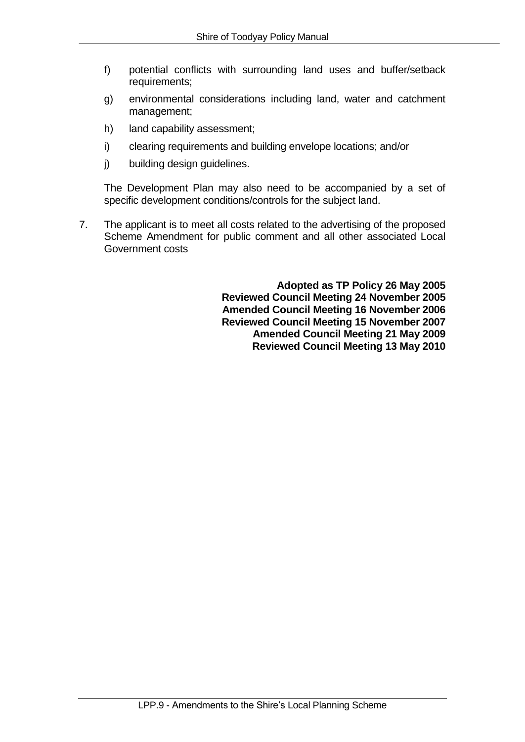f) potential conflicts with surrounding land uses and buffer/setback requirements;

g) environmental considerations including land, water and catchment management;

h) land capability assessment;

i) clearing requirements and building envelope locations; and/or

j) building design guidelines.

The Development Plan may also need to be accompanied by a set of specific development conditions/controls for the subject land.

7. The applicant is to meet all costs related to the advertising of the proposed Scheme Amendment for public comment and all other associated Local Government costs

**Adopted as TP Policy 26 May 2005**
**Reviewed Council Meeting 24 November 2005**
**Amended Council Meeting 16 November 2006**
**Reviewed Council Meeting 15 November 2007**
**Amended Council Meeting 21 May 2009**
**Reviewed Council Meeting 13 May 2010**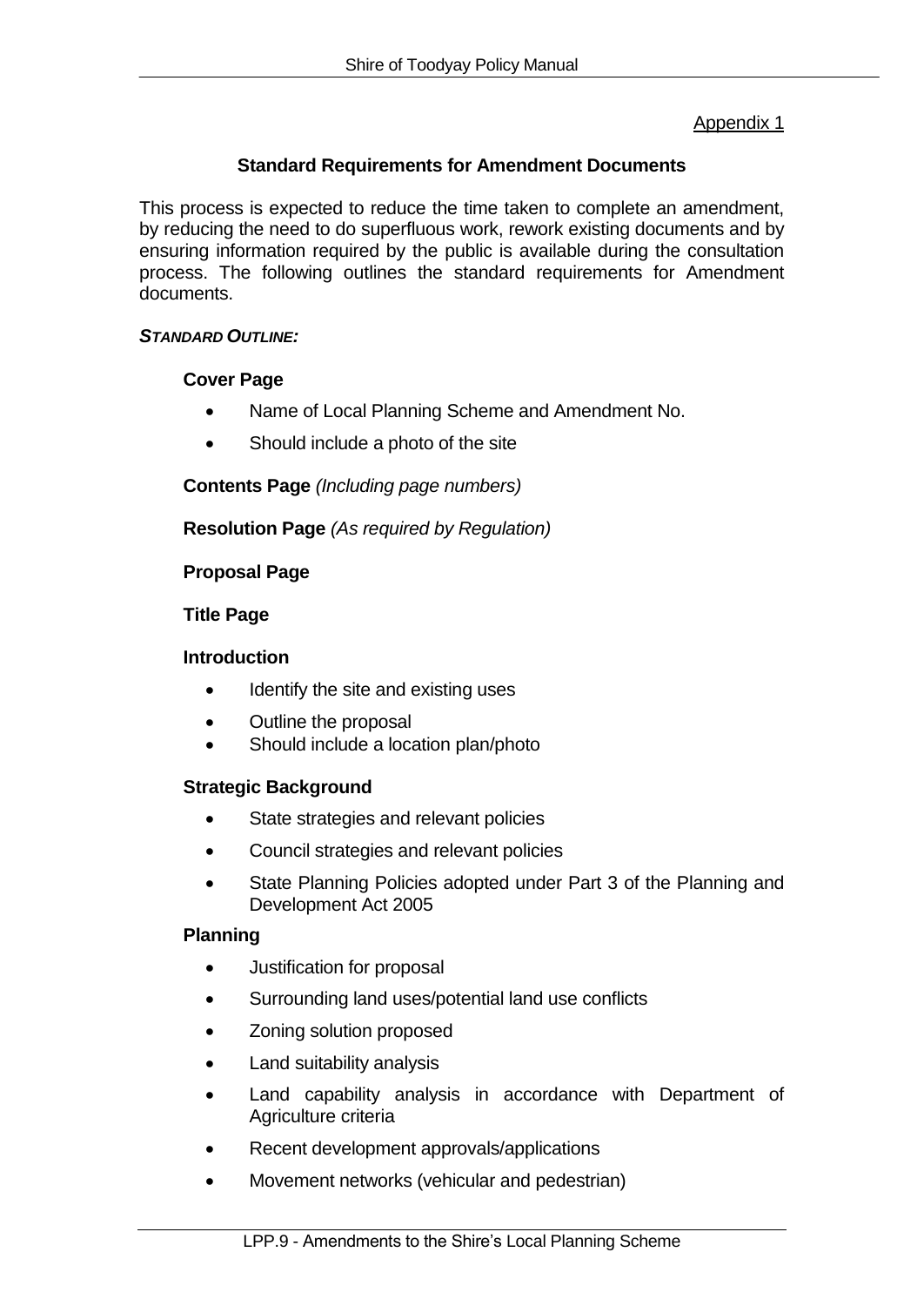Appendix 1

## Standard Requirements for Amendment Documents

This process is expected to reduce the time taken to complete an amendment, by reducing the need to do superfluous work, rework existing documents and by ensuring information required by the public is available during the consultation process. The following outlines the standard requirements for Amendment documents.

***STANDARD OUTLINE:***

**Cover Page**

- Name of Local Planning Scheme and Amendment No.
- Should include a photo of the site

**Contents Page** *(Including page numbers)*

**Resolution Page** *(As required by Regulation)*

**Proposal Page**

**Title Page**

**Introduction**

- Identify the site and existing uses
- Outline the proposal
- Should include a location plan/photo

**Strategic Background**

- State strategies and relevant policies
- Council strategies and relevant policies
- State Planning Policies adopted under Part 3 of the Planning and Development Act 2005

**Planning**

- Justification for proposal
- Surrounding land uses/potential land use conflicts
- Zoning solution proposed
- Land suitability analysis
- Land capability analysis in accordance with Department of Agriculture criteria
- Recent development approvals/applications
- Movement networks (vehicular and pedestrian)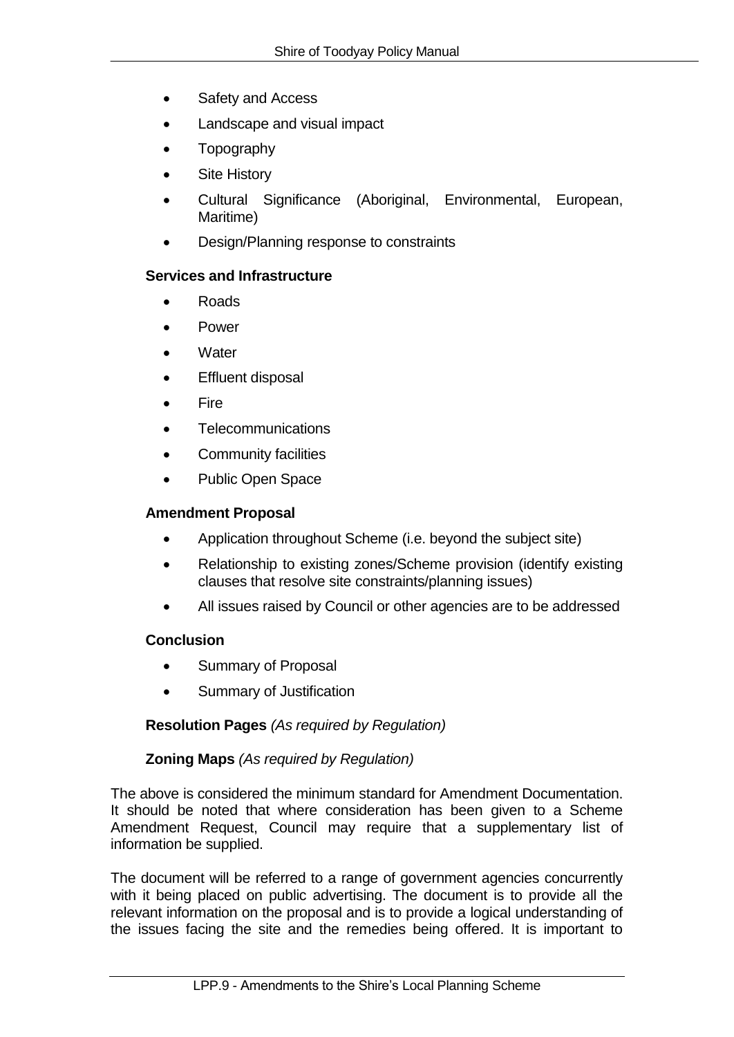- Safety and Access
- Landscape and visual impact
- Topography
- Site History
- Cultural Significance (Aboriginal, Environmental, European, Maritime)
- Design/Planning response to constraints

**Services and Infrastructure**

- Roads
- Power
- Water
- Effluent disposal
- Fire
- Telecommunications
- Community facilities
- Public Open Space

**Amendment Proposal**

- Application throughout Scheme (i.e. beyond the subject site)
- Relationship to existing zones/Scheme provision (identify existing clauses that resolve site constraints/planning issues)
- All issues raised by Council or other agencies are to be addressed

**Conclusion**

- Summary of Proposal
- Summary of Justification

**Resolution Pages** *(As required by Regulation)*

**Zoning Maps** *(As required by Regulation)*

The above is considered the minimum standard for Amendment Documentation. It should be noted that where consideration has been given to a Scheme Amendment Request, Council may require that a supplementary list of information be supplied.

The document will be referred to a range of government agencies concurrently with it being placed on public advertising. The document is to provide all the relevant information on the proposal and is to provide a logical understanding of the issues facing the site and the remedies being offered. It is important to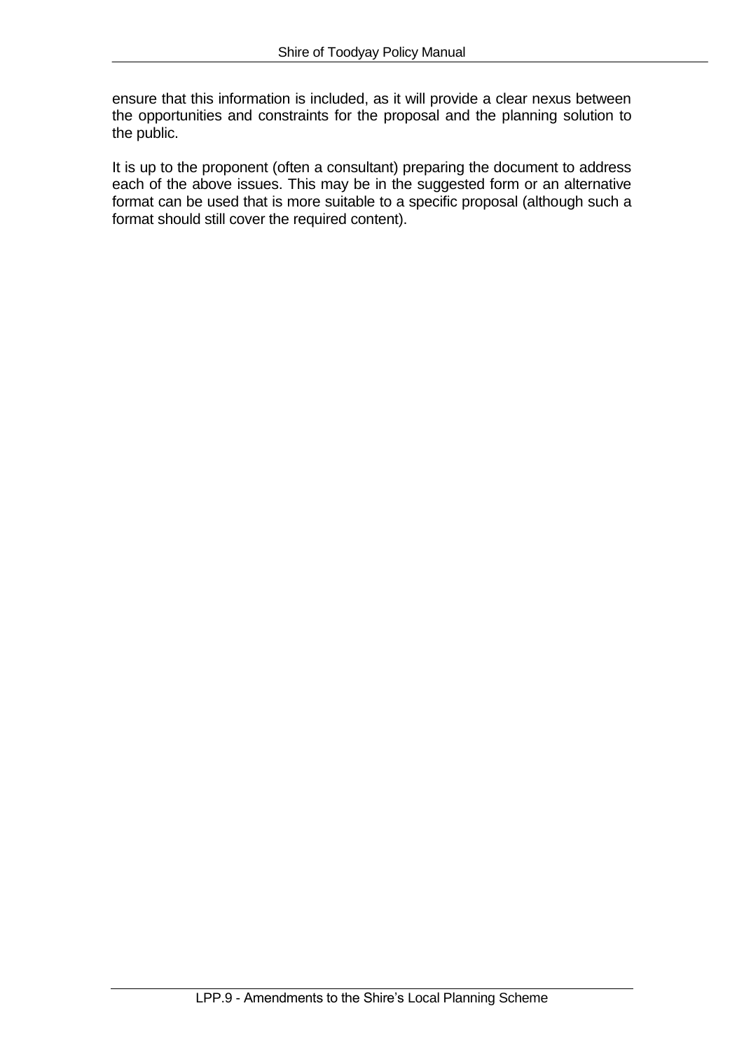ensure that this information is included, as it will provide a clear nexus between the opportunities and constraints for the proposal and the planning solution to the public.

It is up to the proponent (often a consultant) preparing the document to address each of the above issues. This may be in the suggested form or an alternative format can be used that is more suitable to a specific proposal (although such a format should still cover the required content).